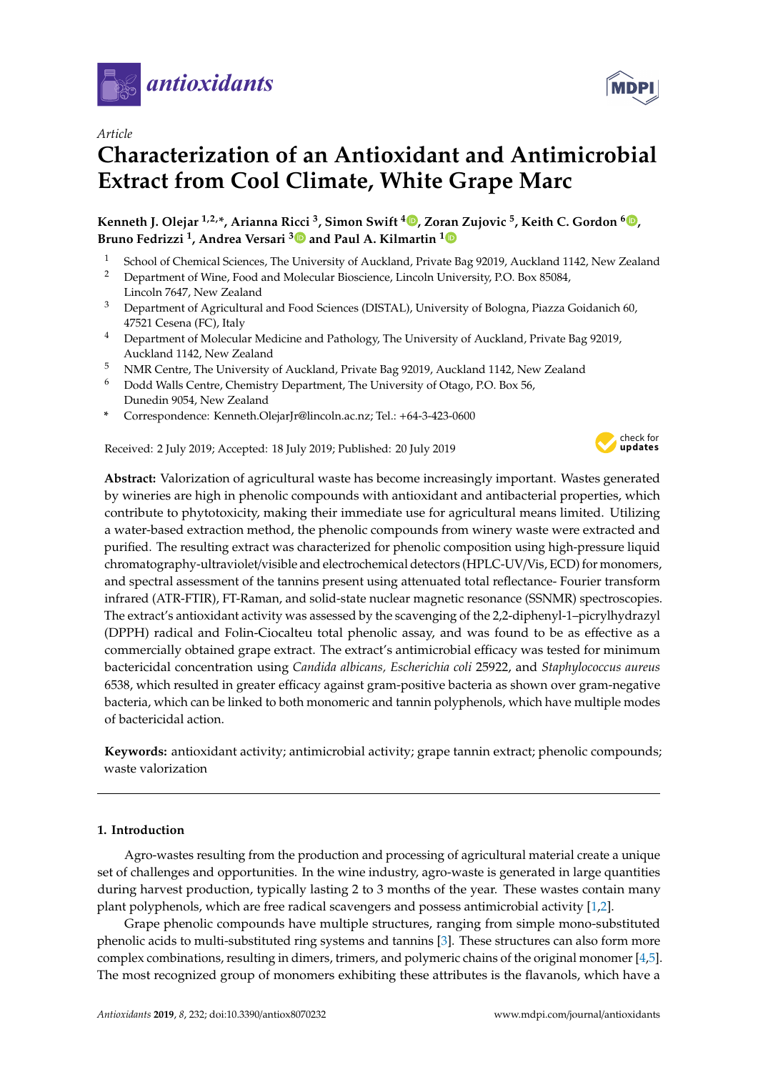*Article*

# Characterization of an Antioxidant and Antimicrobial Extract from Cool Climate, White Grape Marc

**Kenneth J. Olejar [1,2,*], Arianna Ricci [3], Simon Swift [4], Zoran Zujovic [5], Keith C. Gordon [6], Bruno Fedrizzi [1], Andrea Versari [3] and Paul A. Kilmartin [1]**

1 School of Chemical Sciences, The University of Auckland, Private Bag 92019, Auckland 1142, New Zealand
2 Department of Wine, Food and Molecular Bioscience, Lincoln University, P.O. Box 85084, Lincoln 7647, New Zealand
3 Department of Agricultural and Food Sciences (DISTAL), University of Bologna, Piazza Goidanich 60, 47521 Cesena (FC), Italy
4 Department of Molecular Medicine and Pathology, The University of Auckland, Private Bag 92019, Auckland 1142, New Zealand
5 NMR Centre, The University of Auckland, Private Bag 92019, Auckland 1142, New Zealand
6 Dodd Walls Centre, Chemistry Department, The University of Otago, P.O. Box 56, Dunedin 9054, New Zealand
* Correspondence: Kenneth.OlejarJr@lincoln.ac.nz; Tel.: +64-3-423-0600

Received: 2 July 2019; Accepted: 18 July 2019; Published: 20 July 2019

**Abstract:** Valorization of agricultural waste has become increasingly important. Wastes generated by wineries are high in phenolic compounds with antioxidant and antibacterial properties, which contribute to phytotoxicity, making their immediate use for agricultural means limited. Utilizing a water-based extraction method, the phenolic compounds from winery waste were extracted and purified. The resulting extract was characterized for phenolic composition using high-pressure liquid chromatography-ultraviolet/visible and electrochemical detectors (HPLC-UV/Vis, ECD) for monomers, and spectral assessment of the tannins present using attenuated total reflectance- Fourier transform infrared (ATR-FTIR), FT-Raman, and solid-state nuclear magnetic resonance (SSNMR) spectroscopies. The extract's antioxidant activity was assessed by the scavenging of the 2,2-diphenyl-1–picrylhydrazyl (DPPH) radical and Folin-Ciocalteu total phenolic assay, and was found to be as effective as a commercially obtained grape extract. The extract's antimicrobial efficacy was tested for minimum bactericidal concentration using *Candida albicans, Escherichia coli* 25922, and *Staphylococcus aureus* 6538, which resulted in greater efficacy against gram-positive bacteria as shown over gram-negative bacteria, which can be linked to both monomeric and tannin polyphenols, which have multiple modes of bactericidal action.

**Keywords:** antioxidant activity; antimicrobial activity; grape tannin extract; phenolic compounds; waste valorization

## 1. Introduction

Agro-wastes resulting from the production and processing of agricultural material create a unique set of challenges and opportunities. In the wine industry, agro-waste is generated in large quantities during harvest production, typically lasting 2 to 3 months of the year. These wastes contain many plant polyphenols, which are free radical scavengers and possess antimicrobial activity [1,2].

Grape phenolic compounds have multiple structures, ranging from simple mono-substituted phenolic acids to multi-substituted ring systems and tannins [3]. These structures can also form more complex combinations, resulting in dimers, trimers, and polymeric chains of the original monomer [4,5]. The most recognized group of monomers exhibiting these attributes is the flavanols, which have a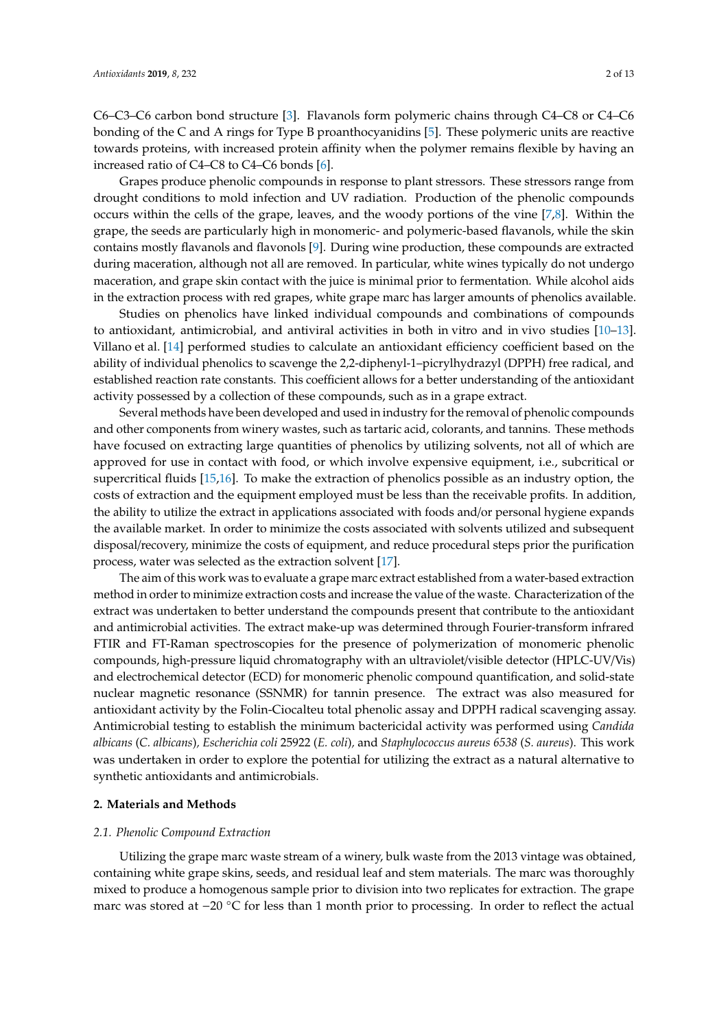C6–C3–C6 carbon bond structure [3]. Flavanols form polymeric chains through C4–C8 or C4–C6 bonding of the C and A rings for Type B proanthocyanidins [5]. These polymeric units are reactive towards proteins, with increased protein affinity when the polymer remains flexible by having an increased ratio of C4–C8 to C4–C6 bonds [6].

Grapes produce phenolic compounds in response to plant stressors. These stressors range from drought conditions to mold infection and UV radiation. Production of the phenolic compounds occurs within the cells of the grape, leaves, and the woody portions of the vine [7,8]. Within the grape, the seeds are particularly high in monomeric- and polymeric-based flavanols, while the skin contains mostly flavanols and flavonols [9]. During wine production, these compounds are extracted during maceration, although not all are removed. In particular, white wines typically do not undergo maceration, and grape skin contact with the juice is minimal prior to fermentation. While alcohol aids in the extraction process with red grapes, white grape marc has larger amounts of phenolics available.

Studies on phenolics have linked individual compounds and combinations of compounds to antioxidant, antimicrobial, and antiviral activities in both in vitro and in vivo studies [10–13]. Villano et al. [14] performed studies to calculate an antioxidant efficiency coefficient based on the ability of individual phenolics to scavenge the 2,2-diphenyl-1–picrylhydrazyl (DPPH) free radical, and established reaction rate constants. This coefficient allows for a better understanding of the antioxidant activity possessed by a collection of these compounds, such as in a grape extract.

Several methods have been developed and used in industry for the removal of phenolic compounds and other components from winery wastes, such as tartaric acid, colorants, and tannins. These methods have focused on extracting large quantities of phenolics by utilizing solvents, not all of which are approved for use in contact with food, or which involve expensive equipment, i.e., subcritical or supercritical fluids [15,16]. To make the extraction of phenolics possible as an industry option, the costs of extraction and the equipment employed must be less than the receivable profits. In addition, the ability to utilize the extract in applications associated with foods and/or personal hygiene expands the available market. In order to minimize the costs associated with solvents utilized and subsequent disposal/recovery, minimize the costs of equipment, and reduce procedural steps prior the purification process, water was selected as the extraction solvent [17].

The aim of this work was to evaluate a grape marc extract established from a water-based extraction method in order to minimize extraction costs and increase the value of the waste. Characterization of the extract was undertaken to better understand the compounds present that contribute to the antioxidant and antimicrobial activities. The extract make-up was determined through Fourier-transform infrared FTIR and FT-Raman spectroscopies for the presence of polymerization of monomeric phenolic compounds, high-pressure liquid chromatography with an ultraviolet/visible detector (HPLC-UV/Vis) and electrochemical detector (ECD) for monomeric phenolic compound quantification, and solid-state nuclear magnetic resonance (SSNMR) for tannin presence. The extract was also measured for antioxidant activity by the Folin-Ciocalteu total phenolic assay and DPPH radical scavenging assay. Antimicrobial testing to establish the minimum bactericidal activity was performed using *Candida albicans* (*C. albicans*), *Escherichia coli* 25922 (*E. coli*), and *Staphylococcus aureus 6538* (*S. aureus*). This work was undertaken in order to explore the potential for utilizing the extract as a natural alternative to synthetic antioxidants and antimicrobials.

## 2. Materials and Methods

### 2.1. Phenolic Compound Extraction

Utilizing the grape marc waste stream of a winery, bulk waste from the 2013 vintage was obtained, containing white grape skins, seeds, and residual leaf and stem materials. The marc was thoroughly mixed to produce a homogenous sample prior to division into two replicates for extraction. The grape marc was stored at −20 °C for less than 1 month prior to processing. In order to reflect the actual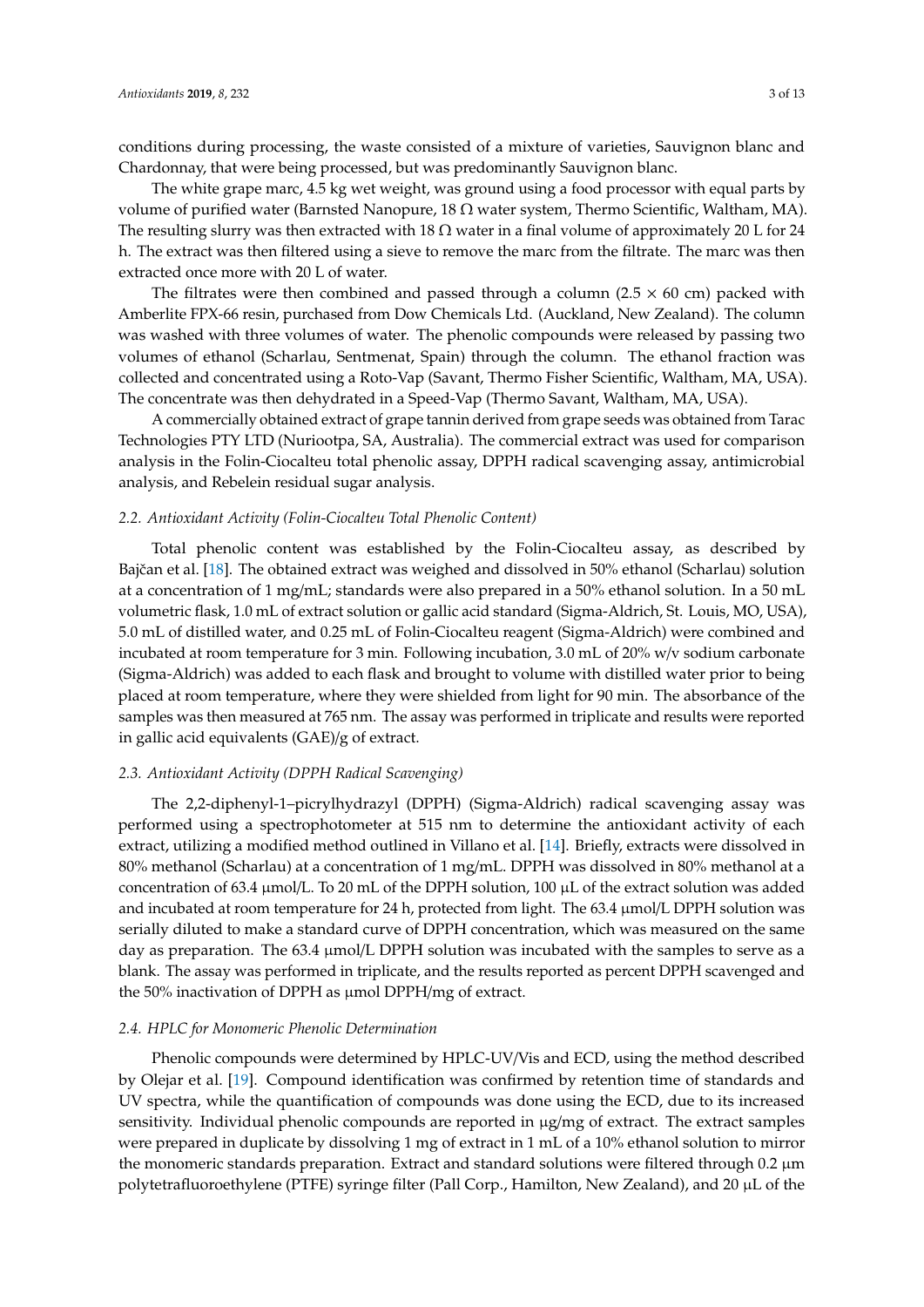conditions during processing, the waste consisted of a mixture of varieties, Sauvignon blanc and Chardonnay, that were being processed, but was predominantly Sauvignon blanc.

The white grape marc, 4.5 kg wet weight, was ground using a food processor with equal parts by volume of purified water (Barnsted Nanopure, 18 Ω water system, Thermo Scientific, Waltham, MA). The resulting slurry was then extracted with 18 Ω water in a final volume of approximately 20 L for 24 h. The extract was then filtered using a sieve to remove the marc from the filtrate. The marc was then extracted once more with 20 L of water.

The filtrates were then combined and passed through a column (2.5 × 60 cm) packed with Amberlite FPX-66 resin, purchased from Dow Chemicals Ltd. (Auckland, New Zealand). The column was washed with three volumes of water. The phenolic compounds were released by passing two volumes of ethanol (Scharlau, Sentmenat, Spain) through the column. The ethanol fraction was collected and concentrated using a Roto-Vap (Savant, Thermo Fisher Scientific, Waltham, MA, USA). The concentrate was then dehydrated in a Speed-Vap (Thermo Savant, Waltham, MA, USA).

A commercially obtained extract of grape tannin derived from grape seeds was obtained from Tarac Technologies PTY LTD (Nuriootpa, SA, Australia). The commercial extract was used for comparison analysis in the Folin-Ciocalteu total phenolic assay, DPPH radical scavenging assay, antimicrobial analysis, and Rebelein residual sugar analysis.

### *2.2. Antioxidant Activity (Folin-Ciocalteu Total Phenolic Content)*

Total phenolic content was established by the Folin-Ciocalteu assay, as described by Bajčan et al. [18]. The obtained extract was weighed and dissolved in 50% ethanol (Scharlau) solution at a concentration of 1 mg/mL; standards were also prepared in a 50% ethanol solution. In a 50 mL volumetric flask, 1.0 mL of extract solution or gallic acid standard (Sigma-Aldrich, St. Louis, MO, USA), 5.0 mL of distilled water, and 0.25 mL of Folin-Ciocalteu reagent (Sigma-Aldrich) were combined and incubated at room temperature for 3 min. Following incubation, 3.0 mL of 20% w/v sodium carbonate (Sigma-Aldrich) was added to each flask and brought to volume with distilled water prior to being placed at room temperature, where they were shielded from light for 90 min. The absorbance of the samples was then measured at 765 nm. The assay was performed in triplicate and results were reported in gallic acid equivalents (GAE)/g of extract.

### *2.3. Antioxidant Activity (DPPH Radical Scavenging)*

The 2,2-diphenyl-1–picrylhydrazyl (DPPH) (Sigma-Aldrich) radical scavenging assay was performed using a spectrophotometer at 515 nm to determine the antioxidant activity of each extract, utilizing a modified method outlined in Villano et al. [14]. Briefly, extracts were dissolved in 80% methanol (Scharlau) at a concentration of 1 mg/mL. DPPH was dissolved in 80% methanol at a concentration of 63.4 µmol/L. To 20 mL of the DPPH solution, 100 µL of the extract solution was added and incubated at room temperature for 24 h, protected from light. The 63.4 µmol/L DPPH solution was serially diluted to make a standard curve of DPPH concentration, which was measured on the same day as preparation. The 63.4 µmol/L DPPH solution was incubated with the samples to serve as a blank. The assay was performed in triplicate, and the results reported as percent DPPH scavenged and the 50% inactivation of DPPH as µmol DPPH/mg of extract.

### *2.4. HPLC for Monomeric Phenolic Determination*

Phenolic compounds were determined by HPLC-UV/Vis and ECD, using the method described by Olejar et al. [19]. Compound identification was confirmed by retention time of standards and UV spectra, while the quantification of compounds was done using the ECD, due to its increased sensitivity. Individual phenolic compounds are reported in µg/mg of extract. The extract samples were prepared in duplicate by dissolving 1 mg of extract in 1 mL of a 10% ethanol solution to mirror the monomeric standards preparation. Extract and standard solutions were filtered through 0.2 µm polytetrafluoroethylene (PTFE) syringe filter (Pall Corp., Hamilton, New Zealand), and 20 µL of the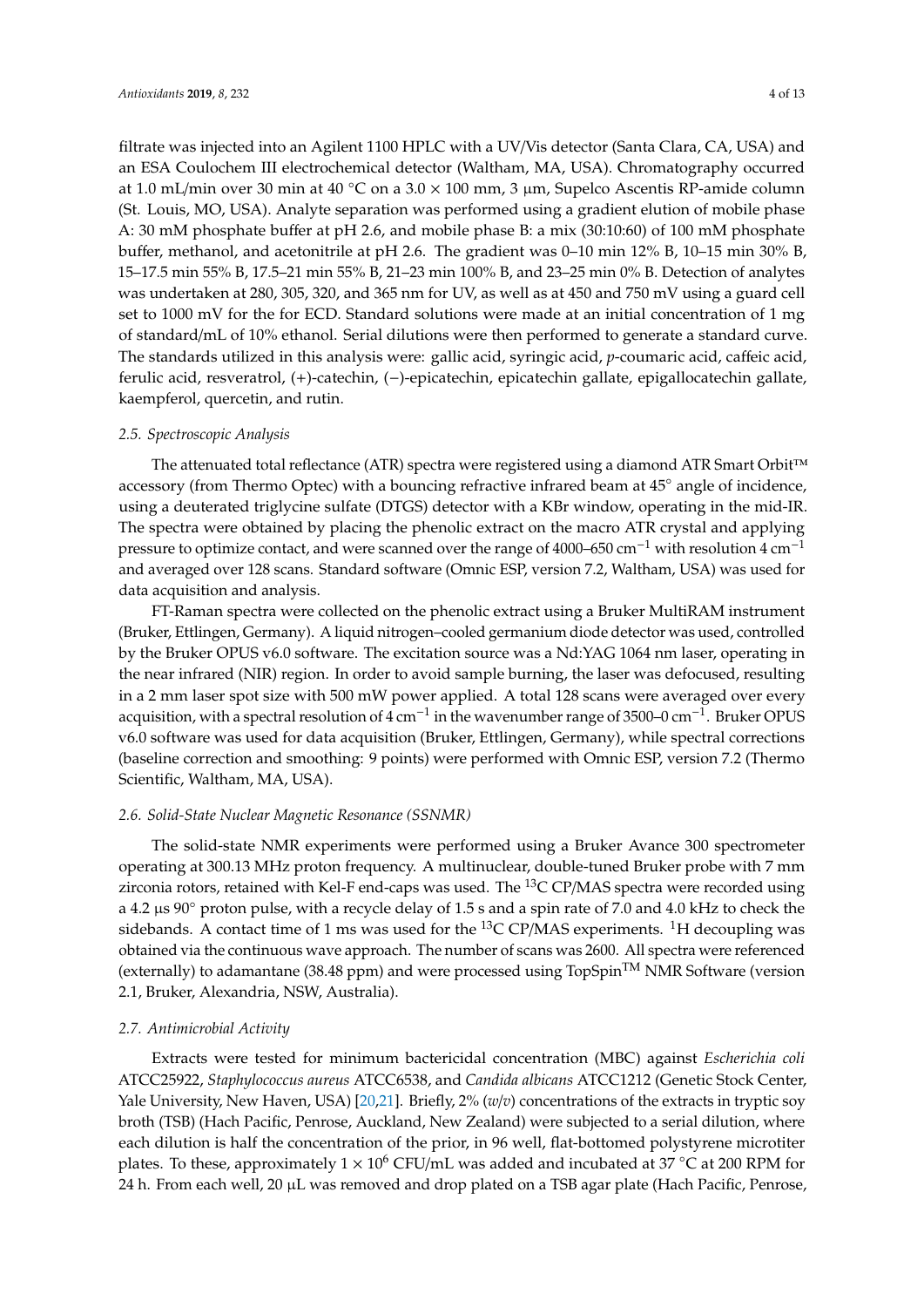filtrate was injected into an Agilent 1100 HPLC with a UV/Vis detector (Santa Clara, CA, USA) and an ESA Coulochem III electrochemical detector (Waltham, MA, USA). Chromatography occurred at 1.0 mL/min over 30 min at 40 °C on a 3.0 × 100 mm, 3 µm, Supelco Ascentis RP-amide column (St. Louis, MO, USA). Analyte separation was performed using a gradient elution of mobile phase A: 30 mM phosphate buffer at pH 2.6, and mobile phase B: a mix (30:10:60) of 100 mM phosphate buffer, methanol, and acetonitrile at pH 2.6. The gradient was 0–10 min 12% B, 10–15 min 30% B, 15–17.5 min 55% B, 17.5–21 min 55% B, 21–23 min 100% B, and 23–25 min 0% B. Detection of analytes was undertaken at 280, 305, 320, and 365 nm for UV, as well as at 450 and 750 mV using a guard cell set to 1000 mV for the for ECD. Standard solutions were made at an initial concentration of 1 mg of standard/mL of 10% ethanol. Serial dilutions were then performed to generate a standard curve. The standards utilized in this analysis were: gallic acid, syringic acid, *p*-coumaric acid, caffeic acid, ferulic acid, resveratrol, (+)-catechin, (−)-epicatechin, epicatechin gallate, epigallocatechin gallate, kaempferol, quercetin, and rutin.

### *2.5. Spectroscopic Analysis*

The attenuated total reflectance (ATR) spectra were registered using a diamond ATR Smart Orbit™ accessory (from Thermo Optec) with a bouncing refractive infrared beam at 45° angle of incidence, using a deuterated triglycine sulfate (DTGS) detector with a KBr window, operating in the mid-IR. The spectra were obtained by placing the phenolic extract on the macro ATR crystal and applying pressure to optimize contact, and were scanned over the range of 4000–650 $cm^{-1}$ with resolution 4 $cm^{-1}$ and averaged over 128 scans. Standard software (Omnic ESP, version 7.2, Waltham, USA) was used for data acquisition and analysis.

FT-Raman spectra were collected on the phenolic extract using a Bruker MultiRAM instrument (Bruker, Ettlingen, Germany). A liquid nitrogen–cooled germanium diode detector was used, controlled by the Bruker OPUS v6.0 software. The excitation source was a Nd:YAG 1064 nm laser, operating in the near infrared (NIR) region. In order to avoid sample burning, the laser was defocused, resulting in a 2 mm laser spot size with 500 mW power applied. A total 128 scans were averaged over every acquisition, with a spectral resolution of 4 $cm^{-1}$ in the wavenumber range of 3500–0 $cm^{-1}$. Bruker OPUS v6.0 software was used for data acquisition (Bruker, Ettlingen, Germany), while spectral corrections (baseline correction and smoothing: 9 points) were performed with Omnic ESP, version 7.2 (Thermo Scientific, Waltham, MA, USA).

### *2.6. Solid-State Nuclear Magnetic Resonance (SSNMR)*

The solid-state NMR experiments were performed using a Bruker Avance 300 spectrometer operating at 300.13 MHz proton frequency. A multinuclear, double-tuned Bruker probe with 7 mm zirconia rotors, retained with Kel-F end-caps was used. The $^{13}C$ CP/MAS spectra were recorded using a 4.2 µs 90° proton pulse, with a recycle delay of 1.5 s and a spin rate of 7.0 and 4.0 kHz to check the sidebands. A contact time of 1 ms was used for the $^{13}C$ CP/MAS experiments. $^{1}H$ decoupling was obtained via the continuous wave approach. The number of scans was 2600. All spectra were referenced (externally) to adamantane (38.48 ppm) and were processed using TopSpin™ NMR Software (version 2.1, Bruker, Alexandria, NSW, Australia).

### *2.7. Antimicrobial Activity*

Extracts were tested for minimum bactericidal concentration (MBC) against *Escherichia coli* ATCC25922, *Staphylococcus aureus* ATCC6538, and *Candida albicans* ATCC1212 (Genetic Stock Center, Yale University, New Haven, USA) [20,21]. Briefly, 2% (*w*/*v*) concentrations of the extracts in tryptic soy broth (TSB) (Hach Pacific, Penrose, Auckland, New Zealand) were subjected to a serial dilution, where each dilution is half the concentration of the prior, in 96 well, flat-bottomed polystyrene microtiter plates. To these, approximately $1 \times 10^6$ CFU/mL was added and incubated at 37 °C at 200 RPM for 24 h. From each well, 20 µL was removed and drop plated on a TSB agar plate (Hach Pacific, Penrose,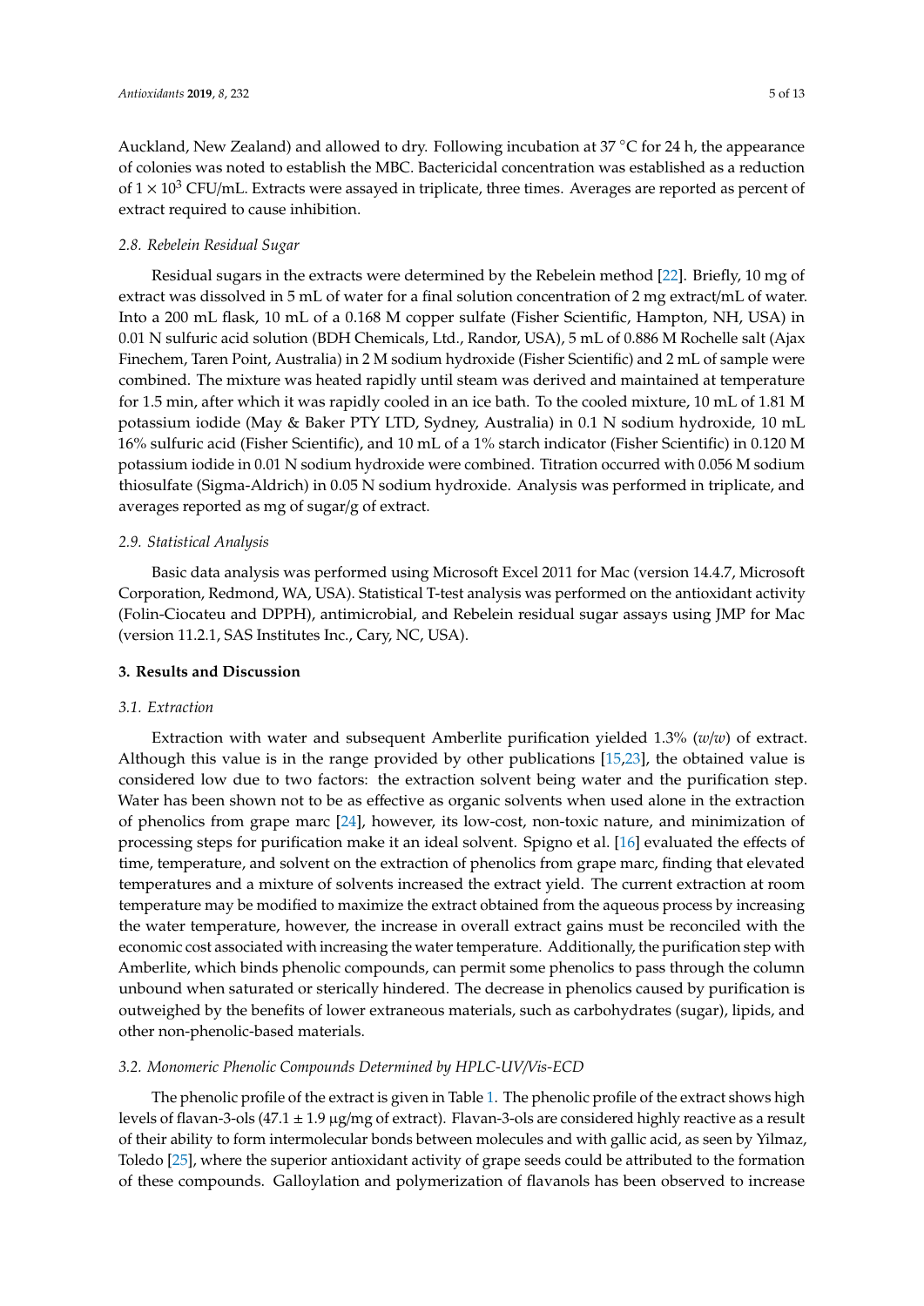Auckland, New Zealand) and allowed to dry. Following incubation at 37 °C for 24 h, the appearance of colonies was noted to establish the MBC. Bactericidal concentration was established as a reduction of $1 \times 10^3$ CFU/mL. Extracts were assayed in triplicate, three times. Averages are reported as percent of extract required to cause inhibition.

### *2.8. Rebelein Residual Sugar*

Residual sugars in the extracts were determined by the Rebelein method [22]. Briefly, 10 mg of extract was dissolved in 5 mL of water for a final solution concentration of 2 mg extract/mL of water. Into a 200 mL flask, 10 mL of a 0.168 M copper sulfate (Fisher Scientific, Hampton, NH, USA) in 0.01 N sulfuric acid solution (BDH Chemicals, Ltd., Randor, USA), 5 mL of 0.886 M Rochelle salt (Ajax Finechem, Taren Point, Australia) in 2 M sodium hydroxide (Fisher Scientific) and 2 mL of sample were combined. The mixture was heated rapidly until steam was derived and maintained at temperature for 1.5 min, after which it was rapidly cooled in an ice bath. To the cooled mixture, 10 mL of 1.81 M potassium iodide (May & Baker PTY LTD, Sydney, Australia) in 0.1 N sodium hydroxide, 10 mL 16% sulfuric acid (Fisher Scientific), and 10 mL of a 1% starch indicator (Fisher Scientific) in 0.120 M potassium iodide in 0.01 N sodium hydroxide were combined. Titration occurred with 0.056 M sodium thiosulfate (Sigma-Aldrich) in 0.05 N sodium hydroxide. Analysis was performed in triplicate, and averages reported as mg of sugar/g of extract.

### *2.9. Statistical Analysis*

Basic data analysis was performed using Microsoft Excel 2011 for Mac (version 14.4.7, Microsoft Corporation, Redmond, WA, USA). Statistical T-test analysis was performed on the antioxidant activity (Folin-Ciocateu and DPPH), antimicrobial, and Rebelein residual sugar assays using JMP for Mac (version 11.2.1, SAS Institutes Inc., Cary, NC, USA).

## **3. Results and Discussion**

### *3.1. Extraction*

Extraction with water and subsequent Amberlite purification yielded 1.3% (*w*/*w*) of extract. Although this value is in the range provided by other publications [15,23], the obtained value is considered low due to two factors: the extraction solvent being water and the purification step. Water has been shown not to be as effective as organic solvents when used alone in the extraction of phenolics from grape marc [24], however, its low-cost, non-toxic nature, and minimization of processing steps for purification make it an ideal solvent. Spigno et al. [16] evaluated the effects of time, temperature, and solvent on the extraction of phenolics from grape marc, finding that elevated temperatures and a mixture of solvents increased the extract yield. The current extraction at room temperature may be modified to maximize the extract obtained from the aqueous process by increasing the water temperature, however, the increase in overall extract gains must be reconciled with the economic cost associated with increasing the water temperature. Additionally, the purification step with Amberlite, which binds phenolic compounds, can permit some phenolics to pass through the column unbound when saturated or sterically hindered. The decrease in phenolics caused by purification is outweighed by the benefits of lower extraneous materials, such as carbohydrates (sugar), lipids, and other non-phenolic-based materials.

### *3.2. Monomeric Phenolic Compounds Determined by HPLC-UV/Vis-ECD*

The phenolic profile of the extract is given in Table 1. The phenolic profile of the extract shows high levels of flavan-3-ols (47.1 ± 1.9 µg/mg of extract). Flavan-3-ols are considered highly reactive as a result of their ability to form intermolecular bonds between molecules and with gallic acid, as seen by Yilmaz, Toledo [25], where the superior antioxidant activity of grape seeds could be attributed to the formation of these compounds. Galloylation and polymerization of flavanols has been observed to increase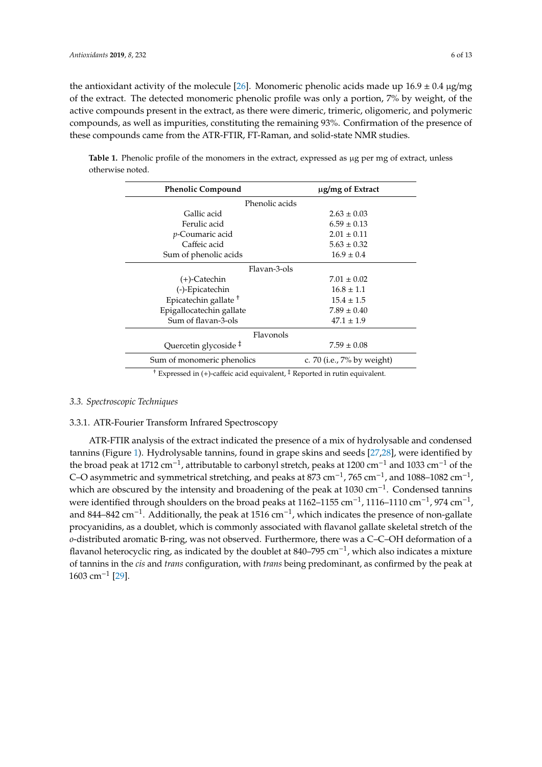the antioxidant activity of the molecule [26]. Monomeric phenolic acids made up 16.9 ± 0.4 μg/mg of the extract. The detected monomeric phenolic profile was only a portion, 7% by weight, of the active compounds present in the extract, as there were dimeric, trimeric, oligomeric, and polymeric compounds, as well as impurities, constituting the remaining 93%. Confirmation of the presence of these compounds came from the ATR-FTIR, FT-Raman, and solid-state NMR studies.

**Table 1.** Phenolic profile of the monomers in the extract, expressed as μg per mg of extract, unless otherwise noted.

| Phenolic Compound | μg/mg of Extract |
|---|---|
| Phenolic acids | |
| Gallic acid | 2.63 ± 0.03 |
| Ferulic acid | 6.59 ± 0.13 |
| *p*-Coumaric acid | 2.01 ± 0.11 |
| Caffeic acid | 5.63 ± 0.32 |
| Sum of phenolic acids | 16.9 ± 0.4 |
| Flavan-3-ols | |
| (+)-Catechin | 7.01 ± 0.02 |
| (-)-Epicatechin | 16.8 ± 1.1 |
| Epicatechin gallate [†] | 15.4 ± 1.5 |
| Epigallocatechin gallate | 7.89 ± 0.40 |
| Sum of flavan-3-ols | 47.1 ± 1.9 |
| Flavonols | |
| Quercetin glycoside [‡] | 7.59 ± 0.08 |
| Sum of monomeric phenolics | c. 70 (i.e., 7% by weight) |

[†] Expressed in (+)-caffeic acid equivalent, [‡] Reported in rutin equivalent.

### 3.3. Spectroscopic Techniques

#### 3.3.1. ATR-Fourier Transform Infrared Spectroscopy

ATR-FTIR analysis of the extract indicated the presence of a mix of hydrolysable and condensed tannins (Figure 1). Hydrolysable tannins, found in grape skins and seeds [27,28], were identified by the broad peak at 1712 $cm^{-1}$, attributable to carbonyl stretch, peaks at 1200 $cm^{-1}$ and 1033 $cm^{-1}$ of the C–O asymmetric and symmetrical stretching, and peaks at 873 $cm^{-1}$, 765 $cm^{-1}$, and 1088–1082 $cm^{-1}$, which are obscured by the intensity and broadening of the peak at 1030 $cm^{-1}$. Condensed tannins were identified through shoulders on the broad peaks at 1162–1155 $cm^{-1}$, 1116–1110 $cm^{-1}$, 974 $cm^{-1}$, and 844–842 $cm^{-1}$. Additionally, the peak at 1516 $cm^{-1}$, which indicates the presence of non-gallate procyanidins, as a doublet, which is commonly associated with flavanol gallate skeletal stretch of the *o*-distributed aromatic B-ring, was not observed. Furthermore, there was a C–C–OH deformation of a flavanol heterocyclic ring, as indicated by the doublet at 840–795 $cm^{-1}$, which also indicates a mixture of tannins in the *cis* and *trans* configuration, with *trans* being predominant, as confirmed by the peak at 1603 $cm^{-1}$ [29].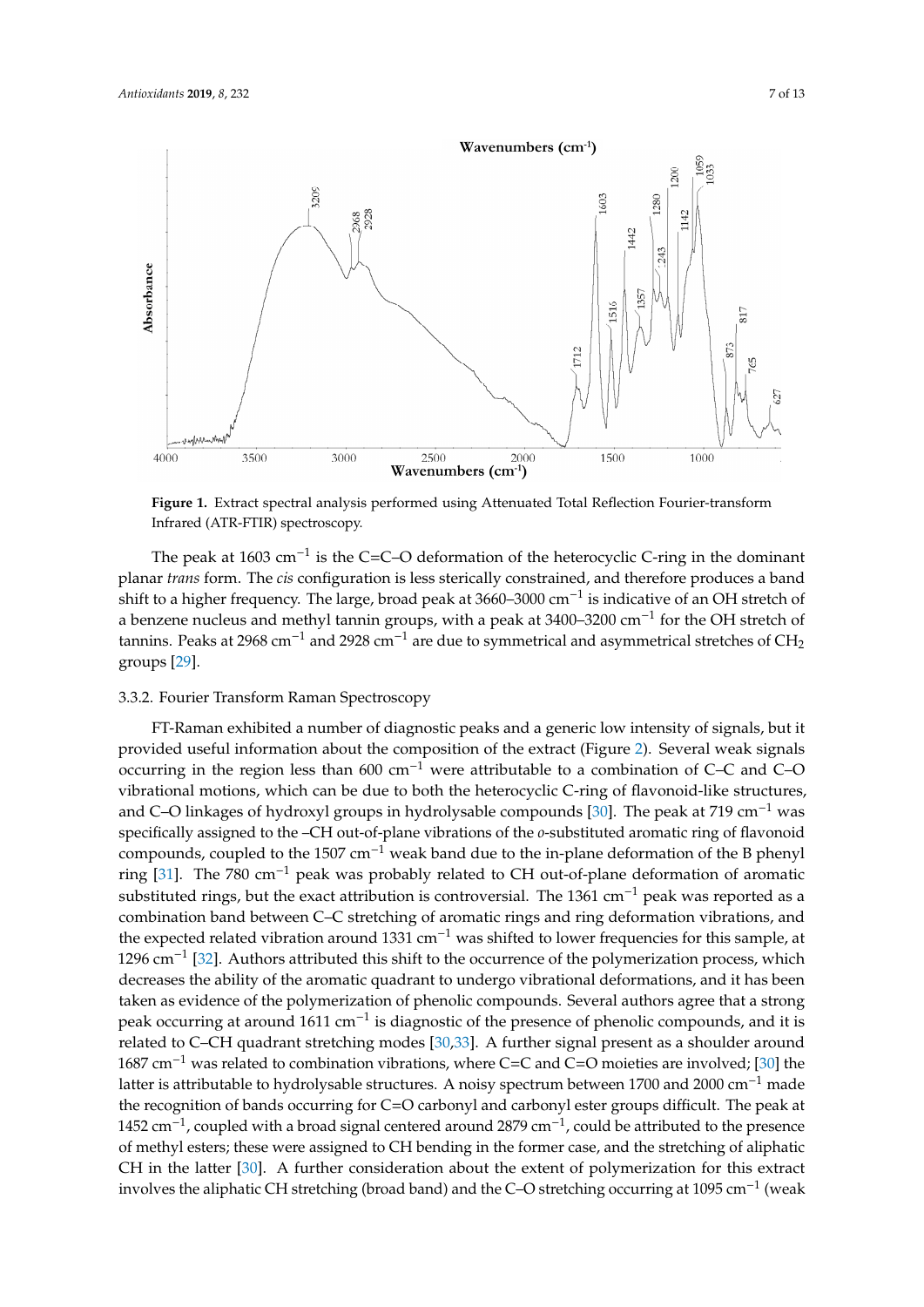**Figure 1.** Extract spectral analysis performed using Attenuated Total Reflection Fourier-transform Infrared (ATR-FTIR) spectroscopy.

The peak at 1603 $cm^{-1}$ is the C=C–O deformation of the heterocyclic C-ring in the dominant planar *trans* form. The *cis* configuration is less sterically constrained, and therefore produces a band shift to a higher frequency. The large, broad peak at 3660–3000 $cm^{-1}$ is indicative of an OH stretch of a benzene nucleus and methyl tannin groups, with a peak at 3400–3200 $cm^{-1}$ for the OH stretch of tannins. Peaks at 2968 $cm^{-1}$ and 2928 $cm^{-1}$ are due to symmetrical and asymmetrical stretches of $CH_2$ groups [29].

### 3.3.2. Fourier Transform Raman Spectroscopy

FT-Raman exhibited a number of diagnostic peaks and a generic low intensity of signals, but it provided useful information about the composition of the extract (Figure 2). Several weak signals occurring in the region less than 600 $cm^{-1}$ were attributable to a combination of C–C and C–O vibrational motions, which can be due to both the heterocyclic C-ring of flavonoid-like structures, and C–O linkages of hydroxyl groups in hydrolysable compounds [30]. The peak at 719 $cm^{-1}$ was specifically assigned to the –CH out-of-plane vibrations of the *o*-substituted aromatic ring of flavonoid compounds, coupled to the 1507 $cm^{-1}$ weak band due to the in-plane deformation of the B phenyl ring [31]. The 780 $cm^{-1}$ peak was probably related to CH out-of-plane deformation of aromatic substituted rings, but the exact attribution is controversial. The 1361 $cm^{-1}$ peak was reported as a combination band between C–C stretching of aromatic rings and ring deformation vibrations, and the expected related vibration around 1331 $cm^{-1}$ was shifted to lower frequencies for this sample, at 1296 $cm^{-1}$ [32]. Authors attributed this shift to the occurrence of the polymerization process, which decreases the ability of the aromatic quadrant to undergo vibrational deformations, and it has been taken as evidence of the polymerization of phenolic compounds. Several authors agree that a strong peak occurring at around 1611 $cm^{-1}$ is diagnostic of the presence of phenolic compounds, and it is related to C–CH quadrant stretching modes [30,33]. A further signal present as a shoulder around 1687 $cm^{-1}$ was related to combination vibrations, where C=C and C=O moieties are involved; [30] the latter is attributable to hydrolysable structures. A noisy spectrum between 1700 and 2000 $cm^{-1}$ made the recognition of bands occurring for C=O carbonyl and carbonyl ester groups difficult. The peak at 1452 $cm^{-1}$, coupled with a broad signal centered around 2879 $cm^{-1}$, could be attributed to the presence of methyl esters; these were assigned to CH bending in the former case, and the stretching of aliphatic CH in the latter [30]. A further consideration about the extent of polymerization for this extract involves the aliphatic CH stretching (broad band) and the C–O stretching occurring at 1095 $cm^{-1}$ (weak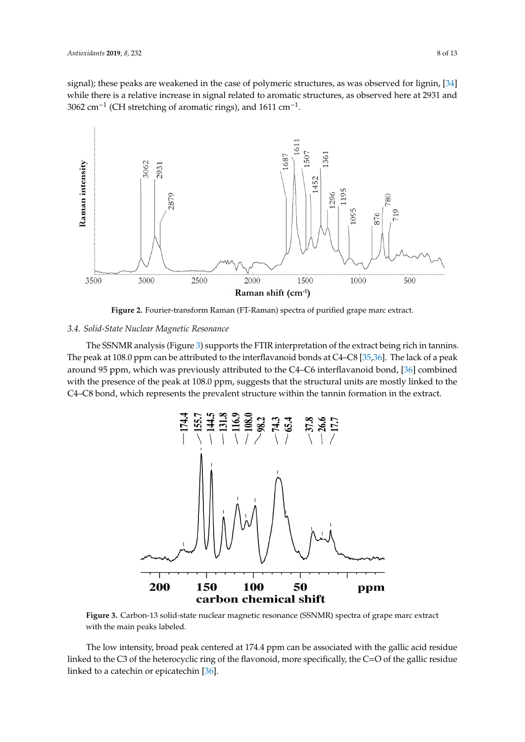signal); these peaks are weakened in the case of polymeric structures, as was observed for lignin, [34] while there is a relative increase in signal related to aromatic structures, as observed here at 2931 and 3062 $cm^{-1}$ (CH stretching of aromatic rings), and 1611 $cm^{-1}$.

**Figure 2.** Fourier-transform Raman (FT-Raman) spectra of purified grape marc extract.

### 3.4. Solid-State Nuclear Magnetic Resonance

The SSNMR analysis (Figure 3) supports the FTIR interpretation of the extract being rich in tannins. The peak at 108.0 ppm can be attributed to the interflavanoid bonds at C4–C8 [35,36]. The lack of a peak around 95 ppm, which was previously attributed to the C4–C6 interflavanoid bond, [36] combined with the presence of the peak at 108.0 ppm, suggests that the structural units are mostly linked to the C4–C8 bond, which represents the prevalent structure within the tannin formation in the extract.

**Figure 3.** Carbon-13 solid-state nuclear magnetic resonance (SSNMR) spectra of grape marc extract with the main peaks labeled.

The low intensity, broad peak centered at 174.4 ppm can be associated with the gallic acid residue linked to the C3 of the heterocyclic ring of the flavonoid, more specifically, the C=O of the gallic residue linked to a catechin or epicatechin [36].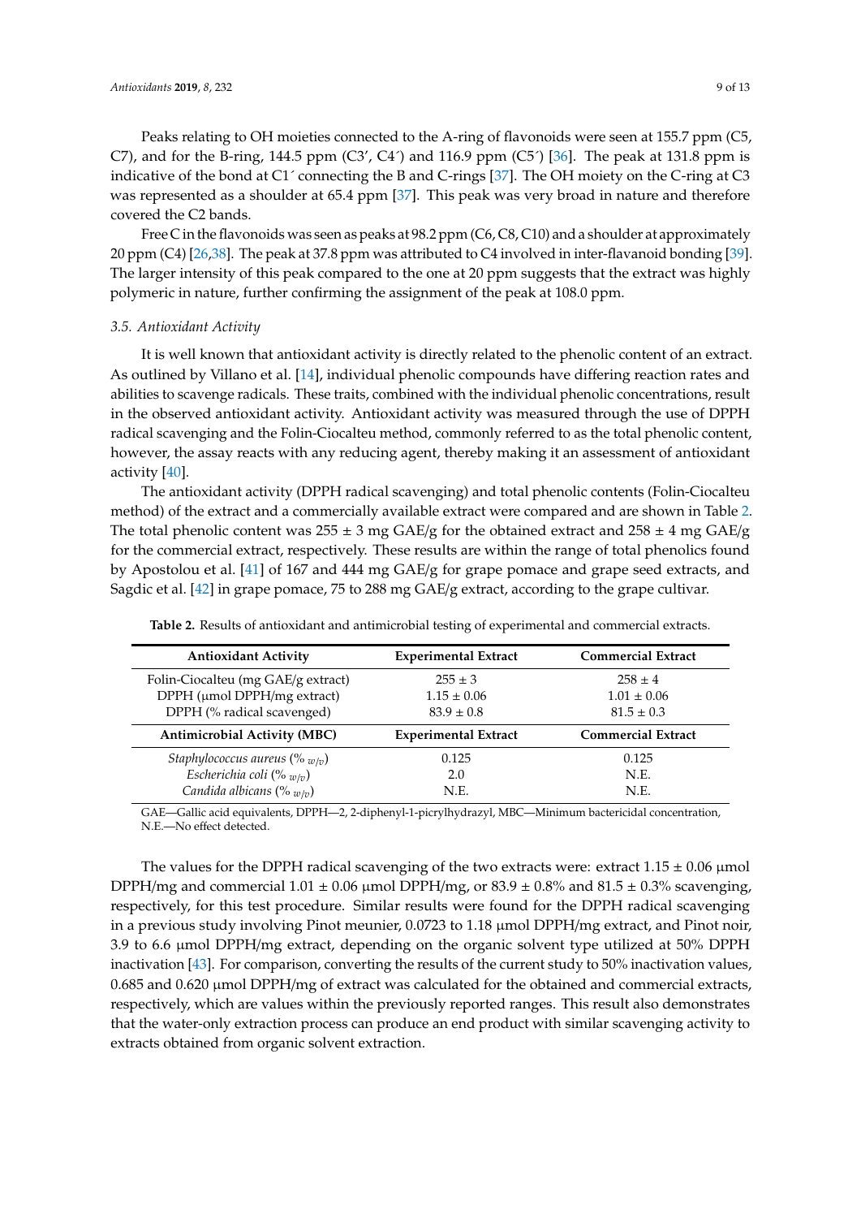Peaks relating to OH moieties connected to the A-ring of flavonoids were seen at 155.7 ppm (C5, C7), and for the B-ring, 144.5 ppm (C3′, C4′) and 116.9 ppm (C5′) [36]. The peak at 131.8 ppm is indicative of the bond at C1′ connecting the B and C-rings [37]. The OH moiety on the C-ring at C3 was represented as a shoulder at 65.4 ppm [37]. This peak was very broad in nature and therefore covered the C2 bands.

Free C in the flavonoids was seen as peaks at 98.2 ppm (C6, C8, C10) and a shoulder at approximately 20 ppm (C4) [26,38]. The peak at 37.8 ppm was attributed to C4 involved in inter-flavanoid bonding [39]. The larger intensity of this peak compared to the one at 20 ppm suggests that the extract was highly polymeric in nature, further confirming the assignment of the peak at 108.0 ppm.

### 3.5. Antioxidant Activity

It is well known that antioxidant activity is directly related to the phenolic content of an extract. As outlined by Villano et al. [14], individual phenolic compounds have differing reaction rates and abilities to scavenge radicals. These traits, combined with the individual phenolic concentrations, result in the observed antioxidant activity. Antioxidant activity was measured through the use of DPPH radical scavenging and the Folin-Ciocalteu method, commonly referred to as the total phenolic content, however, the assay reacts with any reducing agent, thereby making it an assessment of antioxidant activity [40].

The antioxidant activity (DPPH radical scavenging) and total phenolic contents (Folin-Ciocalteu method) of the extract and a commercially available extract were compared and are shown in Table 2. The total phenolic content was 255 ± 3 mg GAE/g for the obtained extract and 258 ± 4 mg GAE/g for the commercial extract, respectively. These results are within the range of total phenolics found by Apostolou et al. [41] of 167 and 444 mg GAE/g for grape pomace and grape seed extracts, and Sagdic et al. [42] in grape pomace, 75 to 288 mg GAE/g extract, according to the grape cultivar.

**Table 2.** Results of antioxidant and antimicrobial testing of experimental and commercial extracts.

| Antioxidant Activity | Experimental Extract | Commercial Extract |
|---|---|---|
| Folin-Ciocalteu (mg GAE/g extract) | 255 ± 3 | 258 ± 4 |
| DPPH (μmol DPPH/mg extract) | 1.15 ± 0.06 | 1.01 ± 0.06 |
| DPPH (% radical scavenged) | 83.9 ± 0.8 | 81.5 ± 0.3 |
| **Antimicrobial Activity (MBC)** | **Experimental Extract** | **Commercial Extract** |
| *Staphylococcus aureus* (% $_{w/v}$) | 0.125 | 0.125 |
| *Escherichia coli* (% $_{w/v}$) | 2.0 | N.E. |
| *Candida albicans* (% $_{w/v}$) | N.E. | N.E. |

GAE—Gallic acid equivalents, DPPH—2, 2-diphenyl-1-picrylhydrazyl, MBC—Minimum bactericidal concentration, N.E.—No effect detected.

The values for the DPPH radical scavenging of the two extracts were: extract 1.15 ± 0.06 μmol DPPH/mg and commercial 1.01 ± 0.06 μmol DPPH/mg, or 83.9 ± 0.8% and 81.5 ± 0.3% scavenging, respectively, for this test procedure. Similar results were found for the DPPH radical scavenging in a previous study involving Pinot meunier, 0.0723 to 1.18 μmol DPPH/mg extract, and Pinot noir, 3.9 to 6.6 μmol DPPH/mg extract, depending on the organic solvent type utilized at 50% DPPH inactivation [43]. For comparison, converting the results of the current study to 50% inactivation values, 0.685 and 0.620 μmol DPPH/mg of extract was calculated for the obtained and commercial extracts, respectively, which are values within the previously reported ranges. This result also demonstrates that the water-only extraction process can produce an end product with similar scavenging activity to extracts obtained from organic solvent extraction.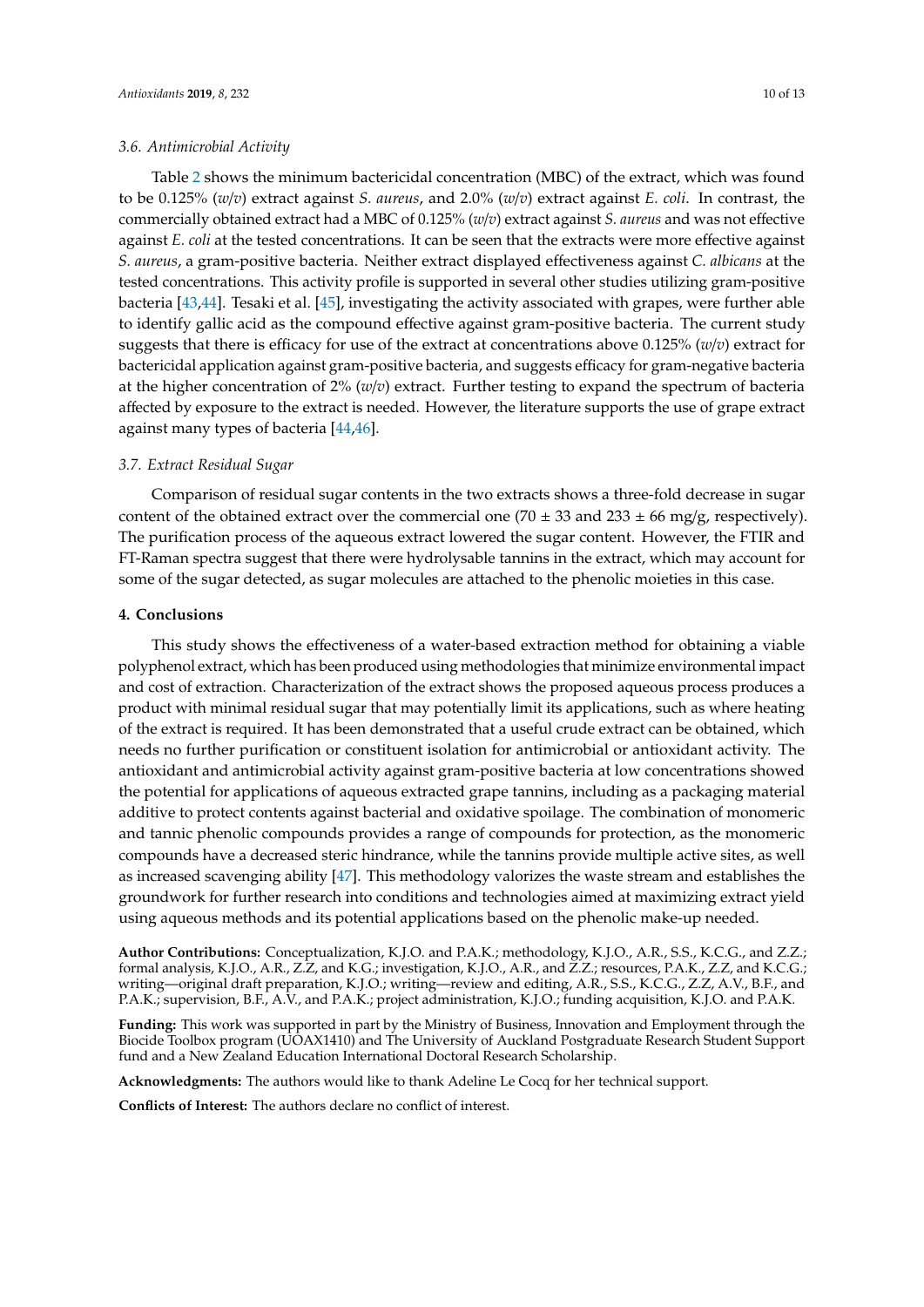### 3.6. Antimicrobial Activity

Table 2 shows the minimum bactericidal concentration (MBC) of the extract, which was found to be 0.125% (*w*/*v*) extract against *S. aureus*, and 2.0% (*w*/*v*) extract against *E. coli*. In contrast, the commercially obtained extract had a MBC of 0.125% (*w*/*v*) extract against *S. aureus* and was not effective against *E. coli* at the tested concentrations. It can be seen that the extracts were more effective against *S. aureus*, a gram-positive bacteria. Neither extract displayed effectiveness against *C. albicans* at the tested concentrations. This activity profile is supported in several other studies utilizing gram-positive bacteria [43,44]. Tesaki et al. [45], investigating the activity associated with grapes, were further able to identify gallic acid as the compound effective against gram-positive bacteria. The current study suggests that there is efficacy for use of the extract at concentrations above 0.125% (*w*/*v*) extract for bactericidal application against gram-positive bacteria, and suggests efficacy for gram-negative bacteria at the higher concentration of 2% (*w*/*v*) extract. Further testing to expand the spectrum of bacteria affected by exposure to the extract is needed. However, the literature supports the use of grape extract against many types of bacteria [44,46].

### 3.7. Extract Residual Sugar

Comparison of residual sugar contents in the two extracts shows a three-fold decrease in sugar content of the obtained extract over the commercial one (70 ± 33 and 233 ± 66 mg/g, respectively). The purification process of the aqueous extract lowered the sugar content. However, the FTIR and FT-Raman spectra suggest that there were hydrolysable tannins in the extract, which may account for some of the sugar detected, as sugar molecules are attached to the phenolic moieties in this case.

## 4. Conclusions

This study shows the effectiveness of a water-based extraction method for obtaining a viable polyphenol extract, which has been produced using methodologies that minimize environmental impact and cost of extraction. Characterization of the extract shows the proposed aqueous process produces a product with minimal residual sugar that may potentially limit its applications, such as where heating of the extract is required. It has been demonstrated that a useful crude extract can be obtained, which needs no further purification or constituent isolation for antimicrobial or antioxidant activity. The antioxidant and antimicrobial activity against gram-positive bacteria at low concentrations showed the potential for applications of aqueous extracted grape tannins, including as a packaging material additive to protect contents against bacterial and oxidative spoilage. The combination of monomeric and tannic phenolic compounds provides a range of compounds for protection, as the monomeric compounds have a decreased steric hindrance, while the tannins provide multiple active sites, as well as increased scavenging ability [47]. This methodology valorizes the waste stream and establishes the groundwork for further research into conditions and technologies aimed at maximizing extract yield using aqueous methods and its potential applications based on the phenolic make-up needed.

**Author Contributions:** Conceptualization, K.J.O. and P.A.K.; methodology, K.J.O., A.R., S.S., K.C.G., and Z.Z.; formal analysis, K.J.O., A.R., Z.Z, and K.G.; investigation, K.J.O., A.R., and Z.Z.; resources, P.A.K., Z.Z, and K.C.G.; writing—original draft preparation, K.J.O.; writing—review and editing, A.R., S.S., K.C.G., Z.Z, A.V., B.F., and P.A.K.; supervision, B.F., A.V., and P.A.K.; project administration, K.J.O.; funding acquisition, K.J.O. and P.A.K.

**Funding:** This work was supported in part by the Ministry of Business, Innovation and Employment through the Biocide Toolbox program (UOAX1410) and The University of Auckland Postgraduate Research Student Support fund and a New Zealand Education International Doctoral Research Scholarship.

**Acknowledgments:** The authors would like to thank Adeline Le Cocq for her technical support.

**Conflicts of Interest:** The authors declare no conflict of interest.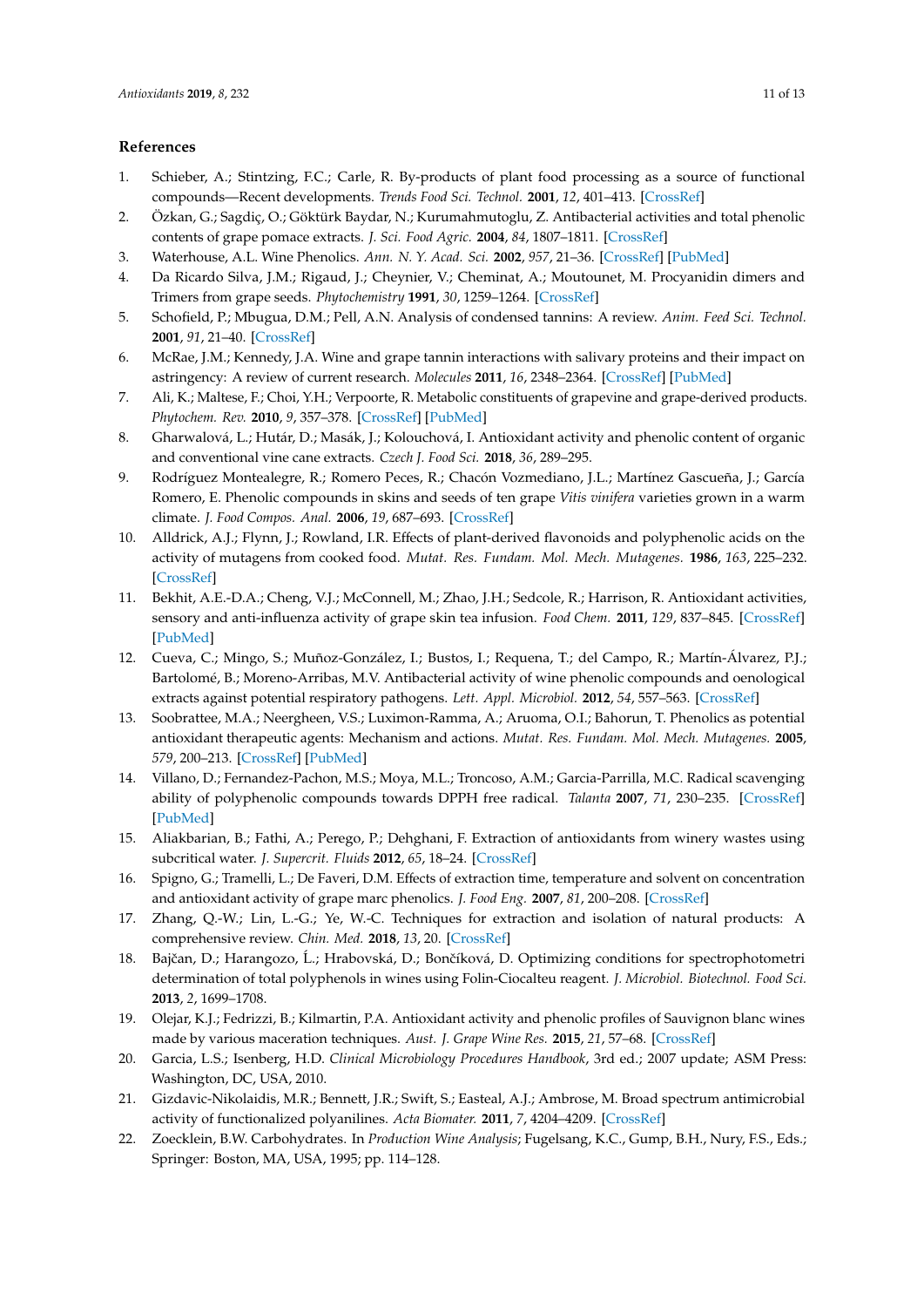## References

1. Schieber, A.; Stintzing, F.C.; Carle, R. By-products of plant food processing as a source of functional compounds—Recent developments. *Trends Food Sci. Technol.* **2001**, *12*, 401–413. [CrossRef]
2. Özkan, G.; Sagdiç, O.; Göktürk Baydar, N.; Kurumahmutoglu, Z. Antibacterial activities and total phenolic contents of grape pomace extracts. *J. Sci. Food Agric.* **2004**, *84*, 1807–1811. [CrossRef]
3. Waterhouse, A.L. Wine Phenolics. *Ann. N. Y. Acad. Sci.* **2002**, *957*, 21–36. [CrossRef] [PubMed]
4. Da Ricardo Silva, J.M.; Rigaud, J.; Cheynier, V.; Cheminat, A.; Moutounet, M. Procyanidin dimers and Trimers from grape seeds. *Phytochemistry* **1991**, *30*, 1259–1264. [CrossRef]
5. Schofield, P.; Mbugua, D.M.; Pell, A.N. Analysis of condensed tannins: A review. *Anim. Feed Sci. Technol.* **2001**, *91*, 21–40. [CrossRef]
6. McRae, J.M.; Kennedy, J.A. Wine and grape tannin interactions with salivary proteins and their impact on astringency: A review of current research. *Molecules* **2011**, *16*, 2348–2364. [CrossRef] [PubMed]
7. Ali, K.; Maltese, F.; Choi, Y.H.; Verpoorte, R. Metabolic constituents of grapevine and grape-derived products. *Phytochem. Rev.* **2010**, *9*, 357–378. [CrossRef] [PubMed]
8. Gharwalová, L.; Hutár, D.; Masák, J.; Kolouchová, I. Antioxidant activity and phenolic content of organic and conventional vine cane extracts. *Czech J. Food Sci.* **2018**, *36*, 289–295.
9. Rodríguez Montealegre, R.; Romero Peces, R.; Chacón Vozmediano, J.L.; Martínez Gascueña, J.; García Romero, E. Phenolic compounds in skins and seeds of ten grape *Vitis vinifera* varieties grown in a warm climate. *J. Food Compos. Anal.* **2006**, *19*, 687–693. [CrossRef]
10. Alldrick, A.J.; Flynn, J.; Rowland, I.R. Effects of plant-derived flavonoids and polyphenolic acids on the activity of mutagens from cooked food. *Mutat. Res. Fundam. Mol. Mech. Mutagenes.* **1986**, *163*, 225–232. [CrossRef]
11. Bekhit, A.E.-D.A.; Cheng, V.J.; McConnell, M.; Zhao, J.H.; Sedcole, R.; Harrison, R. Antioxidant activities, sensory and anti-influenza activity of grape skin tea infusion. *Food Chem.* **2011**, *129*, 837–845. [CrossRef] [PubMed]
12. Cueva, C.; Mingo, S.; Muñoz-González, I.; Bustos, I.; Requena, T.; del Campo, R.; Martín-Álvarez, P.J.; Bartolomé, B.; Moreno-Arribas, M.V. Antibacterial activity of wine phenolic compounds and oenological extracts against potential respiratory pathogens. *Lett. Appl. Microbiol.* **2012**, *54*, 557–563. [CrossRef]
13. Soobrattee, M.A.; Neergheen, V.S.; Luximon-Ramma, A.; Aruoma, O.I.; Bahorun, T. Phenolics as potential antioxidant therapeutic agents: Mechanism and actions. *Mutat. Res. Fundam. Mol. Mech. Mutagenes.* **2005**, *579*, 200–213. [CrossRef] [PubMed]
14. Villano, D.; Fernandez-Pachon, M.S.; Moya, M.L.; Troncoso, A.M.; Garcia-Parrilla, M.C. Radical scavenging ability of polyphenolic compounds towards DPPH free radical. *Talanta* **2007**, *71*, 230–235. [CrossRef] [PubMed]
15. Aliakbarian, B.; Fathi, A.; Perego, P.; Dehghani, F. Extraction of antioxidants from winery wastes using subcritical water. *J. Supercrit. Fluids* **2012**, *65*, 18–24. [CrossRef]
16. Spigno, G.; Tramelli, L.; De Faveri, D.M. Effects of extraction time, temperature and solvent on concentration and antioxidant activity of grape marc phenolics. *J. Food Eng.* **2007**, *81*, 200–208. [CrossRef]
17. Zhang, Q.-W.; Lin, L.-G.; Ye, W.-C. Techniques for extraction and isolation of natural products: A comprehensive review. *Chin. Med.* **2018**, *13*, 20. [CrossRef]
18. Bajčan, D.; Harangozo, Ľ.; Hrabovská, D.; Bončíková, D. Optimizing conditions for spectrophotometri determination of total polyphenols in wines using Folin-Ciocalteu reagent. *J. Microbiol. Biotechnol. Food Sci.* **2013**, *2*, 1699–1708.
19. Olejar, K.J.; Fedrizzi, B.; Kilmartin, P.A. Antioxidant activity and phenolic profiles of Sauvignon blanc wines made by various maceration techniques. *Aust. J. Grape Wine Res.* **2015**, *21*, 57–68. [CrossRef]
20. Garcia, L.S.; Isenberg, H.D. *Clinical Microbiology Procedures Handbook*, 3rd ed.; 2007 update; ASM Press: Washington, DC, USA, 2010.
21. Gizdavic-Nikolaidis, M.R.; Bennett, J.R.; Swift, S.; Easteal, A.J.; Ambrose, M. Broad spectrum antimicrobial activity of functionalized polyanilines. *Acta Biomater.* **2011**, *7*, 4204–4209. [CrossRef]
22. Zoecklein, B.W. Carbohydrates. In *Production Wine Analysis*; Fugelsang, K.C., Gump, B.H., Nury, F.S., Eds.; Springer: Boston, MA, USA, 1995; pp. 114–128.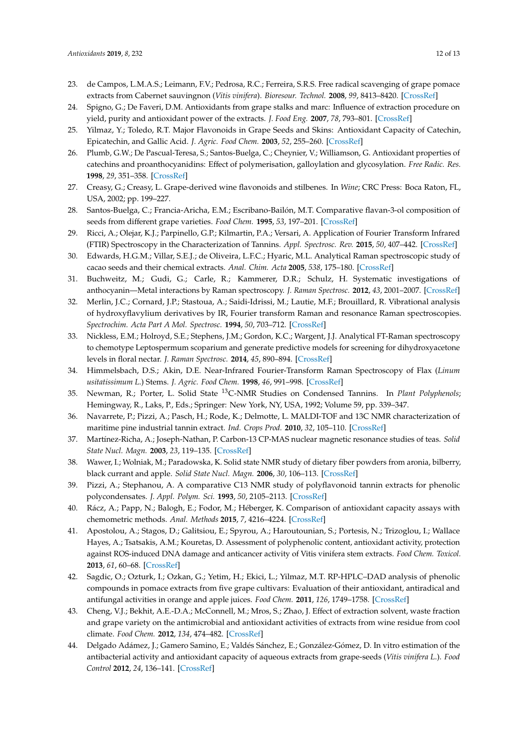23. de Campos, L.M.A.S.; Leimann, F.V.; Pedrosa, R.C.; Ferreira, S.R.S. Free radical scavenging of grape pomace extracts from Cabernet sauvingnon (*Vitis vinifera*). *Bioresour. Technol.* **2008**, *99*, 8413–8420. [CrossRef]
24. Spigno, G.; De Faveri, D.M. Antioxidants from grape stalks and marc: Influence of extraction procedure on yield, purity and antioxidant power of the extracts. *J. Food Eng.* **2007**, *78*, 793–801. [CrossRef]
25. Yilmaz, Y.; Toledo, R.T. Major Flavonoids in Grape Seeds and Skins: Antioxidant Capacity of Catechin, Epicatechin, and Gallic Acid. *J. Agric. Food Chem.* **2003**, *52*, 255–260. [CrossRef]
26. Plumb, G.W.; De Pascual-Teresa, S.; Santos-Buelga, C.; Cheynier, V.; Williamson, G. Antioxidant properties of catechins and proanthocyanidins: Effect of polymerisation, galloylation and glycosylation. *Free Radic. Res.* **1998**, *29*, 351–358. [CrossRef]
27. Creasy, G.; Creasy, L. Grape-derived wine flavonoids and stilbenes. In *Wine*; CRC Press: Boca Raton, FL, USA, 2002; pp. 199–227.
28. Santos-Buelga, C.; Francia-Aricha, E.M.; Escribano-Bailón, M.T. Comparative flavan-3-ol composition of seeds from different grape varieties. *Food Chem.* **1995**, *53*, 197–201. [CrossRef]
29. Ricci, A.; Olejar, K.J.; Parpinello, G.P.; Kilmartin, P.A.; Versari, A. Application of Fourier Transform Infrared (FTIR) Spectroscopy in the Characterization of Tannins. *Appl. Spectrosc. Rev.* **2015**, *50*, 407–442. [CrossRef]
30. Edwards, H.G.M.; Villar, S.E.J.; de Oliveira, L.F.C.; Hyaric, M.L. Analytical Raman spectroscopic study of cacao seeds and their chemical extracts. *Anal. Chim. Acta* **2005**, *538*, 175–180. [CrossRef]
31. Buchweitz, M.; Gudi, G.; Carle, R.; Kammerer, D.R.; Schulz, H. Systematic investigations of anthocyanin—Metal interactions by Raman spectroscopy. *J. Raman Spectrosc.* **2012**, *43*, 2001–2007. [CrossRef]
32. Merlin, J.C.; Cornard, J.P.; Stastoua, A.; Saidi-Idrissi, M.; Lautie, M.F.; Brouillard, R. Vibrational analysis of hydroxyflavylium derivatives by IR, Fourier transform Raman and resonance Raman spectroscopies. *Spectrochim. Acta Part A Mol. Spectrosc.* **1994**, *50*, 703–712. [CrossRef]
33. Nickless, E.M.; Holroyd, S.E.; Stephens, J.M.; Gordon, K.C.; Wargent, J.J. Analytical FT-Raman spectroscopy to chemotype Leptospermum scoparium and generate predictive models for screening for dihydroxyacetone levels in floral nectar. *J. Raman Spectrosc.* **2014**, *45*, 890–894. [CrossRef]
34. Himmelsbach, D.S.; Akin, D.E. Near-Infrared Fourier-Transform Raman Spectroscopy of Flax (*Linum usitatissimum L.*) Stems. *J. Agric. Food Chem.* **1998**, *46*, 991–998. [CrossRef]
35. Newman, R.; Porter, L. Solid State $^{13}$C-NMR Studies on Condensed Tannins. In *Plant Polyphenols*; Hemingway, R., Laks, P., Eds.; Springer: New York, NY, USA, 1992; Volume 59, pp. 339–347.
36. Navarrete, P.; Pizzi, A.; Pasch, H.; Rode, K.; Delmotte, L. MALDI-TOF and 13C NMR characterization of maritime pine industrial tannin extract. *Ind. Crops Prod.* **2010**, *32*, 105–110. [CrossRef]
37. Martínez-Richa, A.; Joseph-Nathan, P. Carbon-13 CP-MAS nuclear magnetic resonance studies of teas. *Solid State Nucl. Magn.* **2003**, *23*, 119–135. [CrossRef]
38. Wawer, I.; Wolniak, M.; Paradowska, K. Solid state NMR study of dietary fiber powders from aronia, bilberry, black currant and apple. *Solid State Nucl. Magn.* **2006**, *30*, 106–113. [CrossRef]
39. Pizzi, A.; Stephanou, A. A comparative C13 NMR study of polyflavonoid tannin extracts for phenolic polycondensates. *J. Appl. Polym. Sci.* **1993**, *50*, 2105–2113. [CrossRef]
40. Rácz, A.; Papp, N.; Balogh, E.; Fodor, M.; Héberger, K. Comparison of antioxidant capacity assays with chemometric methods. *Anal. Methods* **2015**, *7*, 4216–4224. [CrossRef]
41. Apostolou, A.; Stagos, D.; Galitsiou, E.; Spyrou, A.; Haroutounian, S.; Portesis, N.; Trizoglou, I.; Wallace Hayes, A.; Tsatsakis, A.M.; Kouretas, D. Assessment of polyphenolic content, antioxidant activity, protection against ROS-induced DNA damage and anticancer activity of Vitis vinifera stem extracts. *Food Chem. Toxicol.* **2013**, *61*, 60–68. [CrossRef]
42. Sagdic, O.; Ozturk, I.; Ozkan, G.; Yetim, H.; Ekici, L.; Yilmaz, M.T. RP-HPLC–DAD analysis of phenolic compounds in pomace extracts from five grape cultivars: Evaluation of their antioxidant, antiradical and antifungal activities in orange and apple juices. *Food Chem.* **2011**, *126*, 1749–1758. [CrossRef]
43. Cheng, V.J.; Bekhit, A.E.-D.A.; McConnell, M.; Mros, S.; Zhao, J. Effect of extraction solvent, waste fraction and grape variety on the antimicrobial and antioxidant activities of extracts from wine residue from cool climate. *Food Chem.* **2012**, *134*, 474–482. [CrossRef]
44. Delgado Adámez, J.; Gamero Samino, E.; Valdés Sánchez, E.; González-Gómez, D. In vitro estimation of the antibacterial activity and antioxidant capacity of aqueous extracts from grape-seeds (*Vitis vinifera L.*). *Food Control* **2012**, *24*, 136–141. [CrossRef]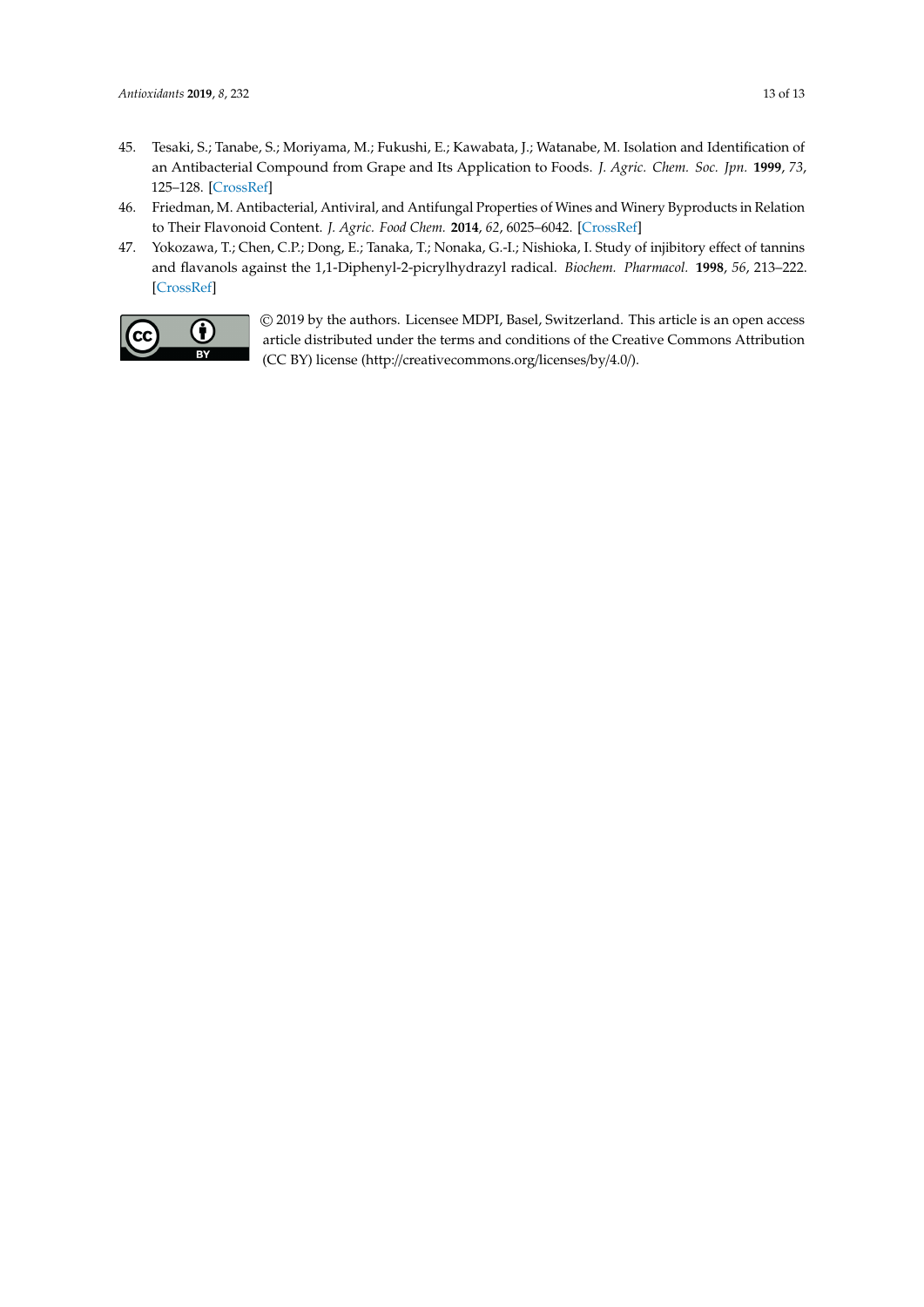45. Tesaki, S.; Tanabe, S.; Moriyama, M.; Fukushi, E.; Kawabata, J.; Watanabe, M. Isolation and Identification of an Antibacterial Compound from Grape and Its Application to Foods. *J. Agric. Chem. Soc. Jpn.* **1999**, *73*, 125–128. [CrossRef]
46. Friedman, M. Antibacterial, Antiviral, and Antifungal Properties of Wines and Winery Byproducts in Relation to Their Flavonoid Content. *J. Agric. Food Chem.* **2014**, *62*, 6025–6042. [CrossRef]
47. Yokozawa, T.; Chen, C.P.; Dong, E.; Tanaka, T.; Nonaka, G.-I.; Nishioka, I. Study of injibitory effect of tannins and flavanols against the 1,1-Diphenyl-2-picrylhydrazyl radical. *Biochem. Pharmacol.* **1998**, *56*, 213–222. [CrossRef]

© 2019 by the authors. Licensee MDPI, Basel, Switzerland. This article is an open access article distributed under the terms and conditions of the Creative Commons Attribution (CC BY) license (http://creativecommons.org/licenses/by/4.0/).